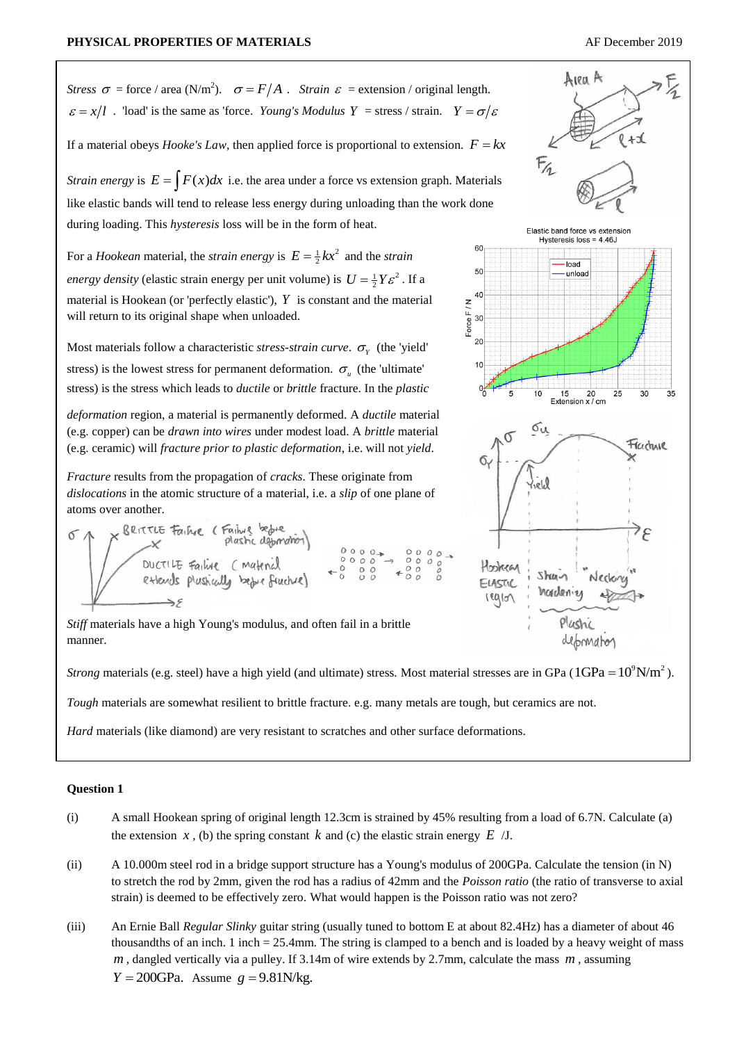**PHYSICAL PROPERTIES OF MATERIALS**

*Stress* $\sigma$ = force / area (N/m$^2$). $\sigma = F/A$ . *Strain* $\varepsilon$ = extension / original length. $\varepsilon = x/l$ . 'load' is the same as 'force. *Young's Modulus* $Y$ = stress / strain. $Y = \sigma/\varepsilon$

If a material obeys *Hooke's Law*, then applied force is proportional to extension. $F = kx$

*Strain energy* is $E = \int F(x)dx$ i.e. the area under a force vs extension graph. Materials like elastic bands will tend to release less energy during unloading than the work done during loading. This *hysteresis* loss will be in the form of heat.

For a *Hookean* material, the *strain energy* is $E = \frac{1}{2}kx^2$ and the *strain energy density* (elastic strain energy per unit volume) is $U = \frac{1}{2}Y\varepsilon^2$ . If a material is Hookean (or 'perfectly elastic'), $Y$ is constant and the material will return to its original shape when unloaded.

Most materials follow a characteristic *stress-strain curve*. $\sigma_Y$ (the 'yield' stress) is the lowest stress for permanent deformation. $\sigma_u$ (the 'ultimate' stress) is the stress which leads to *ductile* or *brittle* fracture. In the *plastic deformation* region, a material is permanently deformed. A *ductile* material (e.g. copper) can be *drawn into wires* under modest load. A *brittle* material (e.g. ceramic) will *fracture prior to plastic deformation*, i.e. will not *yield*.

*Fracture* results from the propagation of *cracks*. These originate from *dislocations* in the atomic structure of a material, i.e. a *slip* of one plane of atoms over another.

*Stiff* materials have a high Young's modulus, and often fail in a brittle manner.

*Strong* materials (e.g. steel) have a high yield (and ultimate) stress. Most material stresses are in GPa ($1\text{GPa} = 10^9\text{N/m}^2$).

*Tough* materials are somewhat resilient to brittle fracture. e.g. many metals are tough, but ceramics are not.

*Hard* materials (like diamond) are very resistant to scratches and other surface deformations.

**Question 1**

(i) A small Hookean spring of original length 12.3cm is strained by 45% resulting from a load of 6.7N. Calculate (a) the extension $x$, (b) the spring constant $k$ and (c) the elastic strain energy $E$ /J.

(ii) A 10.000m steel rod in a bridge support structure has a Young's modulus of 200GPa. Calculate the tension (in N) to stretch the rod by 2mm, given the rod has a radius of 42mm and the *Poisson ratio* (the ratio of transverse to axial strain) is deemed to be effectively zero. What would happen is the Poisson ratio was not zero?

(iii) An Ernie Ball *Regular Slinky* guitar string (usually tuned to bottom E at about 82.4Hz) has a diameter of about 46 thousandths of an inch. 1 inch = 25.4mm. The string is clamped to a bench and is loaded by a heavy weight of mass $m$, dangled vertically via a pulley. If 3.14m of wire extends by 2.7mm, calculate the mass $m$, assuming $Y = 200\text{GPa}$. Assume $g = 9.81\text{N/kg}$.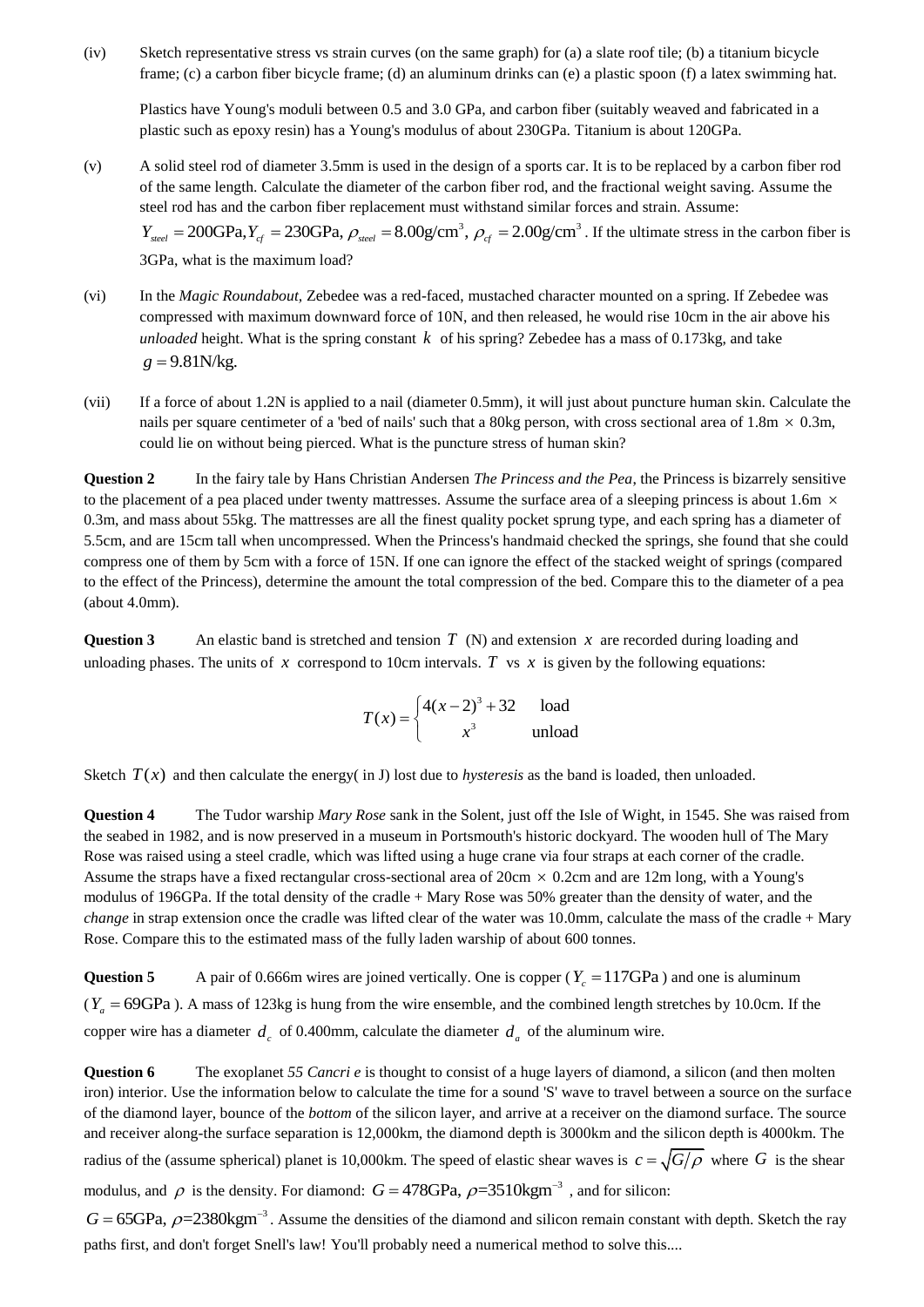(iv) Sketch representative stress vs strain curves (on the same graph) for (a) a slate roof tile; (b) a titanium bicycle frame; (c) a carbon fiber bicycle frame; (d) an aluminum drinks can (e) a plastic spoon (f) a latex swimming hat.

Plastics have Young's moduli between 0.5 and 3.0 GPa, and carbon fiber (suitably weaved and fabricated in a plastic such as epoxy resin) has a Young's modulus of about 230GPa. Titanium is about 120GPa.

(v) A solid steel rod of diameter 3.5mm is used in the design of a sports car. It is to be replaced by a carbon fiber rod of the same length. Calculate the diameter of the carbon fiber rod, and the fractional weight saving. Assume the steel rod has and the carbon fiber replacement must withstand similar forces and strain. Assume: $Y_{steel} = 200\text{GPa}, Y_{cf} = 230\text{GPa}, \rho_{steel} = 8.00\text{g/cm}^3, \rho_{cf} = 2.00\text{g/cm}^3$. If the ultimate stress in the carbon fiber is 3GPa, what is the maximum load?

(vi) In the *Magic Roundabout*, Zebedee was a red-faced, mustached character mounted on a spring. If Zebedee was compressed with maximum downward force of 10N, and then released, he would rise 10cm in the air above his *unloaded* height. What is the spring constant $k$ of his spring? Zebedee has a mass of 0.173kg, and take $g = 9.81\text{N/kg}$.

(vii) If a force of about 1.2N is applied to a nail (diameter 0.5mm), it will just about puncture human skin. Calculate the nails per square centimeter of a 'bed of nails' such that a 80kg person, with cross sectional area of 1.8m $\times$ 0.3m, could lie on without being pierced. What is the puncture stress of human skin?

**Question 2** In the fairy tale by Hans Christian Andersen *The Princess and the Pea*, the Princess is bizarrely sensitive to the placement of a pea placed under twenty mattresses. Assume the surface area of a sleeping princess is about 1.6m $\times$ 0.3m, and mass about 55kg. The mattresses are all the finest quality pocket sprung type, and each spring has a diameter of 5.5cm, and are 15cm tall when uncompressed. When the Princess's handmaid checked the springs, she found that she could compress one of them by 5cm with a force of 15N. If one can ignore the effect of the stacked weight of springs (compared to the effect of the Princess), determine the amount the total compression of the bed. Compare this to the diameter of a pea (about 4.0mm).

**Question 3** An elastic band is stretched and tension $T$ (N) and extension $x$ are recorded during loading and unloading phases. The units of $x$ correspond to 10cm intervals. $T$ vs $x$ is given by the following equations:

$$T(x) = \begin{cases} 4(x-2)^3 + 32 & \text{load} \\ x^3 & \text{unload} \end{cases}$$

Sketch $T(x)$ and then calculate the energy( in J) lost due to *hysteresis* as the band is loaded, then unloaded.

**Question 4** The Tudor warship *Mary Rose* sank in the Solent, just off the Isle of Wight, in 1545. She was raised from the seabed in 1982, and is now preserved in a museum in Portsmouth's historic dockyard. The wooden hull of The Mary Rose was raised using a steel cradle, which was lifted using a huge crane via four straps at each corner of the cradle. Assume the straps have a fixed rectangular cross-sectional area of 20cm $\times$ 0.2cm and are 12m long, with a Young's modulus of 196GPa. If the total density of the cradle + Mary Rose was 50% greater than the density of water, and the *change* in strap extension once the cradle was lifted clear of the water was 10.0mm, calculate the mass of the cradle + Mary Rose. Compare this to the estimated mass of the fully laden warship of about 600 tonnes.

**Question 5** A pair of 0.666m wires are joined vertically. One is copper ($Y_c = 117\text{GPa}$) and one is aluminum ($Y_a = 69\text{GPa}$). A mass of 123kg is hung from the wire ensemble, and the combined length stretches by 10.0cm. If the copper wire has a diameter $d_c$ of 0.400mm, calculate the diameter $d_a$ of the aluminum wire.

**Question 6** The exoplanet *55 Cancri e* is thought to consist of a huge layers of diamond, a silicon (and then molten iron) interior. Use the information below to calculate the time for a sound 'S' wave to travel between a source on the surface of the diamond layer, bounce of the *bottom* of the silicon layer, and arrive at a receiver on the diamond surface. The source and receiver along-the surface separation is 12,000km, the diamond depth is 3000km and the silicon depth is 4000km. The radius of the (assume spherical) planet is 10,000km. The speed of elastic shear waves is $c = \sqrt{G/\rho}$ where $G$ is the shear modulus, and $\rho$ is the density. For diamond: $G = 478\text{GPa}$, $\rho = 3510\text{kgm}^{-3}$, and for silicon: $G = 65\text{GPa}$, $\rho = 2380\text{kgm}^{-3}$. Assume the densities of the diamond and silicon remain constant with depth. Sketch the ray paths first, and don't forget Snell's law! You'll probably need a numerical method to solve this....